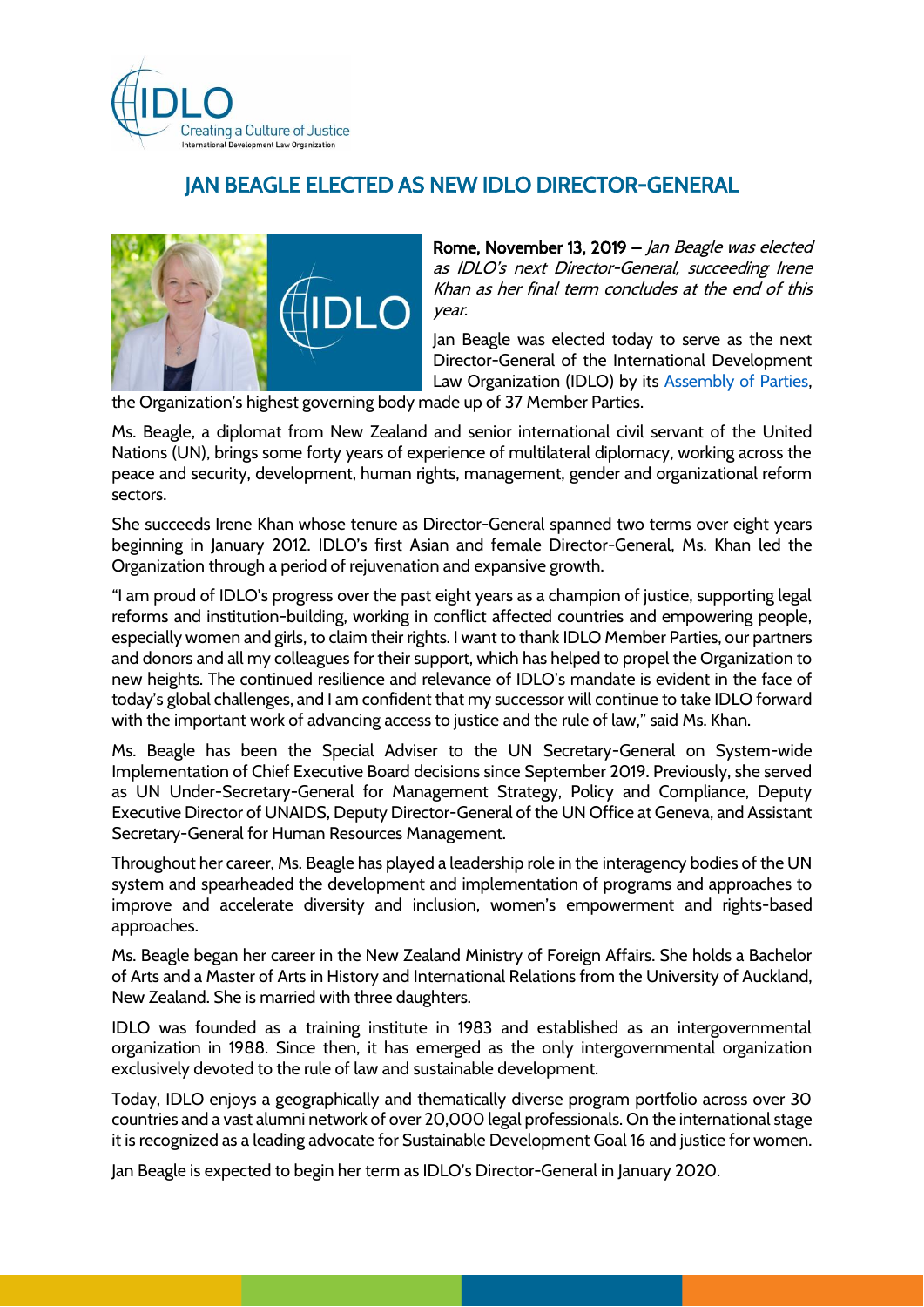# JAN BEAGLE ELECTED AS NEW IDLO DIRECTOR-GENERAL

**Rome, November 13, 2019 –** *Jan Beagle was elected as IDLO's next Director-General, succeeding Irene Khan as her final term concludes at the end of this year.*

Jan Beagle was elected today to serve as the next Director-General of the International Development Law Organization (IDLO) by its Assembly of Parties, the Organization's highest governing body made up of 37 Member Parties.

Ms. Beagle, a diplomat from New Zealand and senior international civil servant of the United Nations (UN), brings some forty years of experience of multilateral diplomacy, working across the peace and security, development, human rights, management, gender and organizational reform sectors.

She succeeds Irene Khan whose tenure as Director-General spanned two terms over eight years beginning in January 2012. IDLO's first Asian and female Director-General, Ms. Khan led the Organization through a period of rejuvenation and expansive growth.

"I am proud of IDLO's progress over the past eight years as a champion of justice, supporting legal reforms and institution-building, working in conflict affected countries and empowering people, especially women and girls, to claim their rights. I want to thank IDLO Member Parties, our partners and donors and all my colleagues for their support, which has helped to propel the Organization to new heights. The continued resilience and relevance of IDLO's mandate is evident in the face of today's global challenges, and I am confident that my successor will continue to take IDLO forward with the important work of advancing access to justice and the rule of law," said Ms. Khan.

Ms. Beagle has been the Special Adviser to the UN Secretary-General on System-wide Implementation of Chief Executive Board decisions since September 2019. Previously, she served as UN Under-Secretary-General for Management Strategy, Policy and Compliance, Deputy Executive Director of UNAIDS, Deputy Director-General of the UN Office at Geneva, and Assistant Secretary-General for Human Resources Management.

Throughout her career, Ms. Beagle has played a leadership role in the interagency bodies of the UN system and spearheaded the development and implementation of programs and approaches to improve and accelerate diversity and inclusion, women's empowerment and rights-based approaches.

Ms. Beagle began her career in the New Zealand Ministry of Foreign Affairs. She holds a Bachelor of Arts and a Master of Arts in History and International Relations from the University of Auckland, New Zealand. She is married with three daughters.

IDLO was founded as a training institute in 1983 and established as an intergovernmental organization in 1988. Since then, it has emerged as the only intergovernmental organization exclusively devoted to the rule of law and sustainable development.

Today, IDLO enjoys a geographically and thematically diverse program portfolio across over 30 countries and a vast alumni network of over 20,000 legal professionals. On the international stage it is recognized as a leading advocate for Sustainable Development Goal 16 and justice for women.

Jan Beagle is expected to begin her term as IDLO's Director-General in January 2020.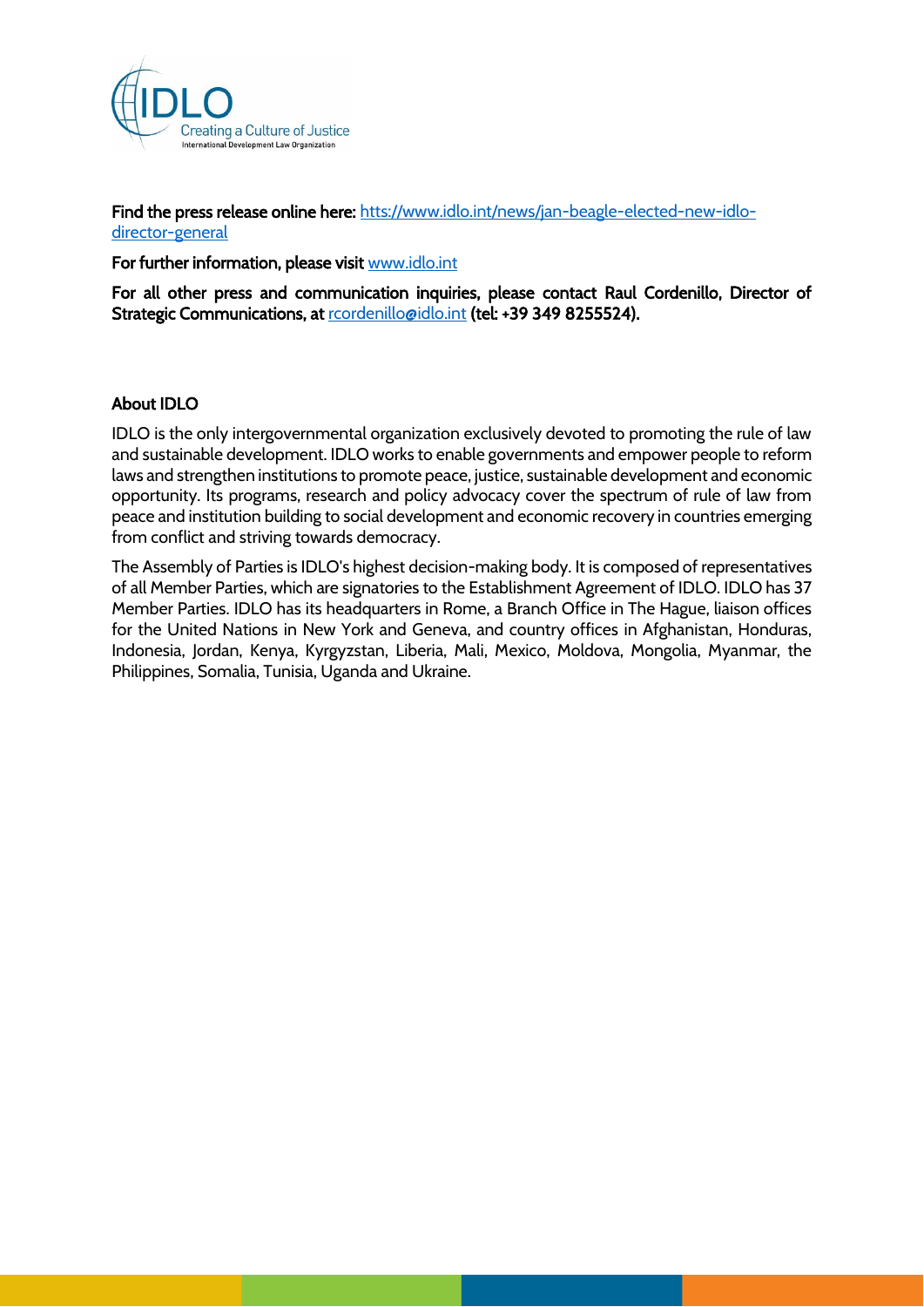**Find the press release online here:** [htts://www.idlo.int/news/jan-beagle-elected-new-idlo-director-general](htts://www.idlo.int/news/jan-beagle-elected-new-idlo-director-general)

**For further information, please visit** [www.idlo.int](www.idlo.int)

**For all other press and communication inquiries, please contact Raul Cordenillo, Director of Strategic Communications, at** [rcordenillo@idlo.int](mailto:rcordenillo@idlo.int) **(tel: +39 349 8255524).**

## About IDLO

IDLO is the only intergovernmental organization exclusively devoted to promoting the rule of law and sustainable development. IDLO works to enable governments and empower people to reform laws and strengthen institutions to promote peace, justice, sustainable development and economic opportunity. Its programs, research and policy advocacy cover the spectrum of rule of law from peace and institution building to social development and economic recovery in countries emerging from conflict and striving towards democracy.

The Assembly of Parties is IDLO's highest decision-making body. It is composed of representatives of all Member Parties, which are signatories to the Establishment Agreement of IDLO. IDLO has 37 Member Parties. IDLO has its headquarters in Rome, a Branch Office in The Hague, liaison offices for the United Nations in New York and Geneva, and country offices in Afghanistan, Honduras, Indonesia, Jordan, Kenya, Kyrgyzstan, Liberia, Mali, Mexico, Moldova, Mongolia, Myanmar, the Philippines, Somalia, Tunisia, Uganda and Ukraine.